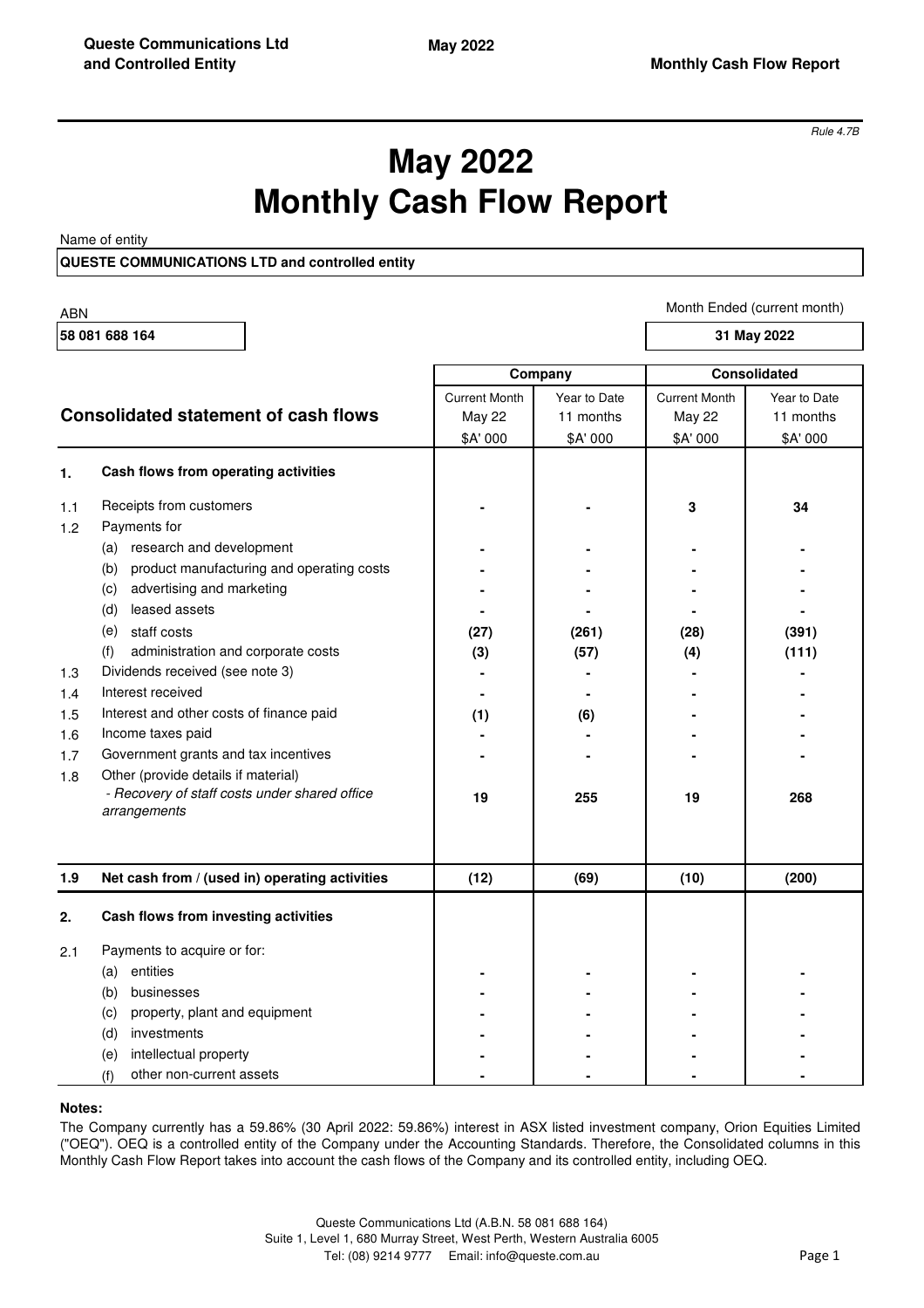*Rule 4.7B*

# May 2022
# Monthly Cash Flow Report

Name of entity

**QUESTE COMMUNICATIONS LTD and controlled entity**

| ABN | Month Ended (current month) |
|---|---|
| **58 081 688 164** | **31 May 2022** |

| | **Consolidated statement of cash flows** | **Company** | | **Consolidated** | |
|---|---|---|---|---|---|
| | | Current Month May 22 $A' 000 | Year to Date 11 months $A' 000 | Current Month May 22 $A' 000 | Year to Date 11 months $A' 000 |
| **1.** | **Cash flows from operating activities** | | | | |
| 1.1 | Receipts from customers | **-** | **-** | **3** | **34** |
| 1.2 | Payments for | | | | |
| | (a) research and development | **-** | **-** | **-** | **-** |
| | (b) product manufacturing and operating costs | **-** | **-** | **-** | **-** |
| | (c) advertising and marketing | **-** | **-** | **-** | **-** |
| | (d) leased assets | **-** | **-** | **-** | **-** |
| | (e) staff costs | **(27)** | **(261)** | **(28)** | **(391)** |
| | (f) administration and corporate costs | **(3)** | **(57)** | **(4)** | **(111)** |
| 1.3 | Dividends received (see note 3) | **-** | **-** | **-** | **-** |
| 1.4 | Interest received | **-** | **-** | **-** | **-** |
| 1.5 | Interest and other costs of finance paid | **(1)** | **(6)** | **-** | **-** |
| 1.6 | Income taxes paid | **-** | **-** | **-** | **-** |
| 1.7 | Government grants and tax incentives | **-** | **-** | **-** | **-** |
| 1.8 | Other (provide details if material) *- Recovery of staff costs under shared office arrangements* | **19** | **255** | **19** | **268** |
| **1.9** | **Net cash from / (used in) operating activities** | **(12)** | **(69)** | **(10)** | **(200)** |
| **2.** | **Cash flows from investing activities** | | | | |
| 2.1 | Payments to acquire or for: | | | | |
| | (a) entities | **-** | **-** | **-** | **-** |
| | (b) businesses | **-** | **-** | **-** | **-** |
| | (c) property, plant and equipment | **-** | **-** | **-** | **-** |
| | (d) investments | **-** | **-** | **-** | **-** |
| | (e) intellectual property | **-** | **-** | **-** | **-** |
| | (f) other non-current assets | **-** | **-** | **-** | **-** |

**Notes:**

The Company currently has a 59.86% (30 April 2022: 59.86%) interest in ASX listed investment company, Orion Equities Limited ("OEQ"). OEQ is a controlled entity of the Company under the Accounting Standards. Therefore, the Consolidated columns in this Monthly Cash Flow Report takes into account the cash flows of the Company and its controlled entity, including OEQ.

Queste Communications Ltd (A.B.N. 58 081 688 164)
Suite 1, Level 1, 680 Murray Street, West Perth, Western Australia 6005
Tel: (08) 9214 9777 Email: info@queste.com.au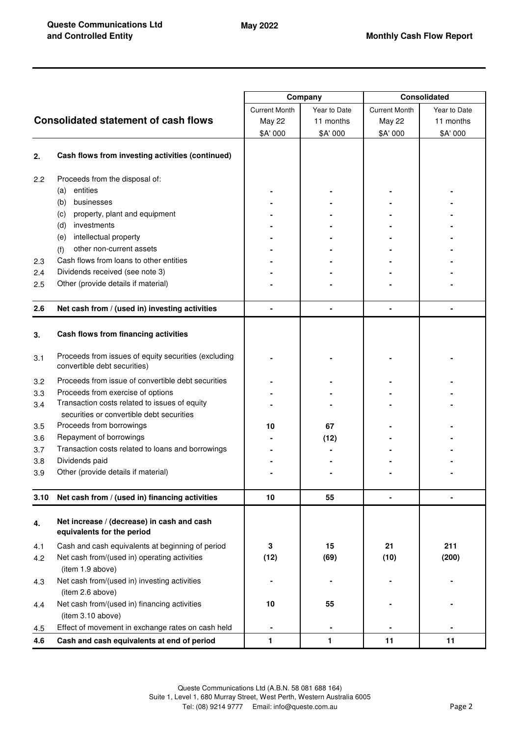| | **Consolidated statement of cash flows** | **Company** | | **Consolidated** | |
|---|---|---|---|---|---|
| | | Current Month May 22 $A' 000 | Year to Date 11 months $A' 000 | Current Month May 22 $A' 000 | Year to Date 11 months $A' 000 |
| **2.** | **Cash flows from investing activities (continued)** | | | | |
| 2.2 | Proceeds from the disposal of: | | | | |
| | (a) entities | - | - | - | - |
| | (b) businesses | - | - | - | - |
| | (c) property, plant and equipment | - | - | - | - |
| | (d) investments | - | - | - | - |
| | (e) intellectual property | - | - | - | - |
| | (f) other non-current assets | - | - | - | - |
| 2.3 | Cash flows from loans to other entities | - | - | - | - |
| 2.4 | Dividends received (see note 3) | - | - | - | - |
| 2.5 | Other (provide details if material) | - | - | - | - |
| **2.6** | **Net cash from / (used in) investing activities** | **-** | **-** | **-** | **-** |
| **3.** | **Cash flows from financing activities** | | | | |
| 3.1 | Proceeds from issues of equity securities (excluding convertible debt securities) | - | - | - | - |
| 3.2 | Proceeds from issue of convertible debt securities | - | - | - | - |
| 3.3 | Proceeds from exercise of options | - | - | - | - |
| 3.4 | Transaction costs related to issues of equity securities or convertible debt securities | - | - | - | - |
| 3.5 | Proceeds from borrowings | **10** | **67** | - | - |
| 3.6 | Repayment of borrowings | - | **(12)** | - | - |
| 3.7 | Transaction costs related to loans and borrowings | - | - | - | - |
| 3.8 | Dividends paid | - | - | - | - |
| 3.9 | Other (provide details if material) | - | - | - | - |
| **3.10** | **Net cash from / (used in) financing activities** | **10** | **55** | **-** | **-** |
| **4.** | **Net increase / (decrease) in cash and cash equivalents for the period** | | | | |
| 4.1 | Cash and cash equivalents at beginning of period | **3** | **15** | **21** | **211** |
| 4.2 | Net cash from/(used in) operating activities (item 1.9 above) | **(12)** | **(69)** | **(10)** | **(200)** |
| 4.3 | Net cash from/(used in) investing activities (item 2.6 above) | - | - | - | - |
| 4.4 | Net cash from/(used in) financing activities (item 3.10 above) | **10** | **55** | - | - |
| 4.5 | Effect of movement in exchange rates on cash held | - | - | - | - |
| **4.6** | **Cash and cash equivalents at end of period** | **1** | **1** | **11** | **11** |

Queste Communications Ltd (A.B.N. 58 081 688 164)
Suite 1, Level 1, 680 Murray Street, West Perth, Western Australia 6005
Tel: (08) 9214 9777 Email: info@queste.com.au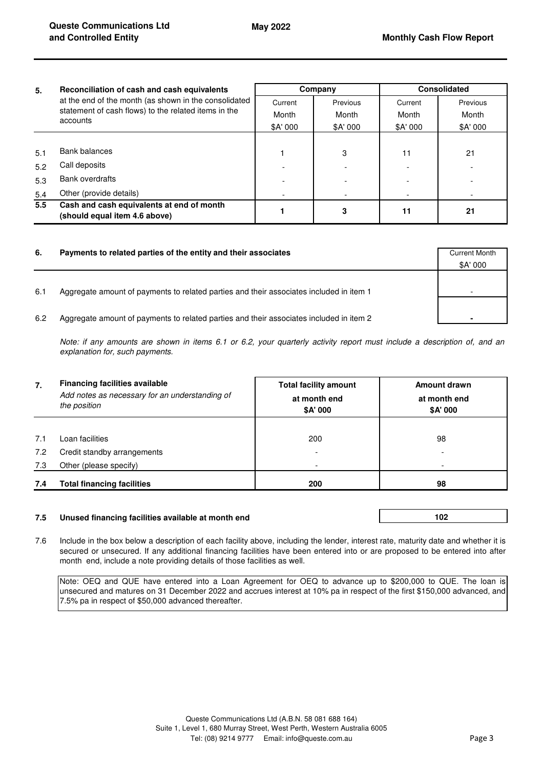| 5. | Reconciliation of cash and cash equivalents at the end of the month (as shown in the consolidated statement of cash flows) to the related items in the accounts | Company | | Consolidated | |
|---|---|---|---|---|---|
| | | Current Month $A' 000 | Previous Month $A' 000 | Current Month $A' 000 | Previous Month $A' 000 |
| 5.1 | Bank balances | 1 | 3 | 11 | 21 |
| 5.2 | Call deposits | - | - | - | - |
| 5.3 | Bank overdrafts | - | - | - | - |
| 5.4 | Other (provide details) | - | - | - | - |
| **5.5** | **Cash and cash equivalents at end of month (should equal item 4.6 above)** | **1** | **3** | **11** | **21** |

| 6. | Payments to related parties of the entity and their associates | Current Month $A' 000 |
|---|---|---|
| 6.1 | Aggregate amount of payments to related parties and their associates included in item 1 | - |
| 6.2 | Aggregate amount of payments to related parties and their associates included in item 2 | - |

*Note: if any amounts are shown in items 6.1 or 6.2, your quarterly activity report must include a description of, and an explanation for, such payments.*

| 7. | Financing facilities available *Add notes as necessary for an understanding of the position* | Total facility amount at month end $A' 000 | Amount drawn at month end $A' 000 |
|---|---|---|---|
| 7.1 | Loan facilities | 200 | 98 |
| 7.2 | Credit standby arrangements | - | - |
| 7.3 | Other (please specify) | - | - |
| **7.4** | **Total financing facilities** | **200** | **98** |

| | | |
|---|---|---|
| **7.5** | **Unused financing facilities available at month end** | **102** |

7.6 Include in the box below a description of each facility above, including the lender, interest rate, maturity date and whether it is secured or unsecured. If any additional financing facilities have been entered into or are proposed to be entered into after month end, include a note providing details of those facilities as well.

Note: OEQ and QUE have entered into a Loan Agreement for OEQ to advance up to $200,000 to QUE. The loan is unsecured and matures on 31 December 2022 and accrues interest at 10% pa in respect of the first $150,000 advanced, and 7.5% pa in respect of $50,000 advanced thereafter.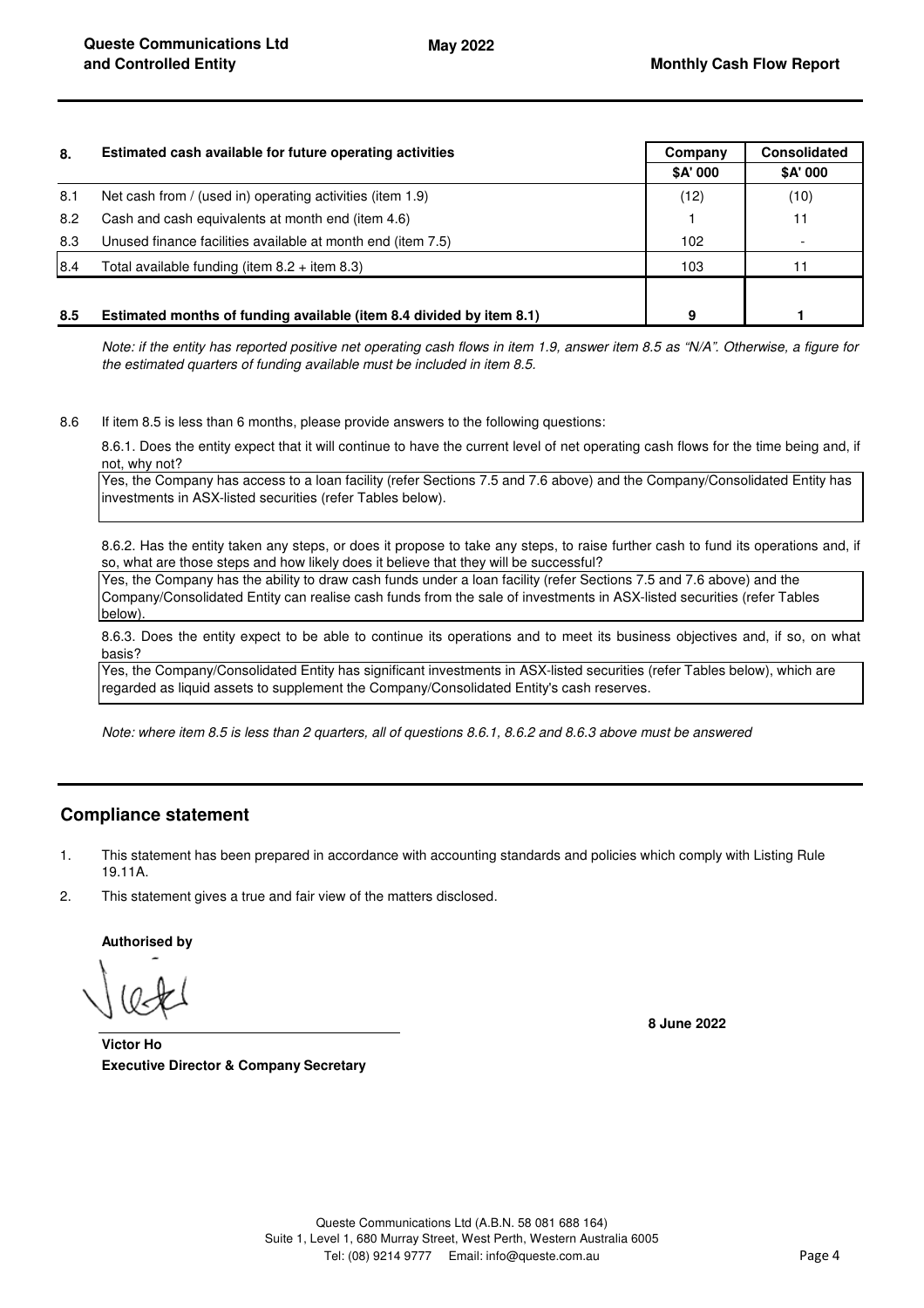| 8. | Estimated cash available for future operating activities | Company | Consolidated |
|---|---|---|---|
| | | $A' 000 | $A' 000 |
| 8.1 | Net cash from / (used in) operating activities (item 1.9) | (12) | (10) |
| 8.2 | Cash and cash equivalents at month end (item 4.6) | 1 | 11 |
| 8.3 | Unused finance facilities available at month end (item 7.5) | 102 | - |
| 8.4 | Total available funding (item 8.2 + item 8.3) | 103 | 11 |
| **8.5** | **Estimated months of funding available (item 8.4 divided by item 8.1)** | **9** | **1** |

*Note: if the entity has reported positive net operating cash flows in item 1.9, answer item 8.5 as "N/A". Otherwise, a figure for the estimated quarters of funding available must be included in item 8.5.*

8.6 If item 8.5 is less than 6 months, please provide answers to the following questions:

8.6.1. Does the entity expect that it will continue to have the current level of net operating cash flows for the time being and, if not, why not?

Yes, the Company has access to a loan facility (refer Sections 7.5 and 7.6 above) and the Company/Consolidated Entity has investments in ASX-listed securities (refer Tables below).

8.6.2. Has the entity taken any steps, or does it propose to take any steps, to raise further cash to fund its operations and, if so, what are those steps and how likely does it believe that they will be successful?

Yes, the Company has the ability to draw cash funds under a loan facility (refer Sections 7.5 and 7.6 above) and the Company/Consolidated Entity can realise cash funds from the sale of investments in ASX-listed securities (refer Tables below).

8.6.3. Does the entity expect to be able to continue its operations and to meet its business objectives and, if so, on what basis?

Yes, the Company/Consolidated Entity has significant investments in ASX-listed securities (refer Tables below), which are regarded as liquid assets to supplement the Company/Consolidated Entity's cash reserves.

*Note: where item 8.5 is less than 2 quarters, all of questions 8.6.1, 8.6.2 and 8.6.3 above must be answered*

## Compliance statement

1. This statement has been prepared in accordance with accounting standards and policies which comply with Listing Rule 19.11A.
2. This statement gives a true and fair view of the matters disclosed.

**Authorised by**

**Victor Ho**
**Executive Director & Company Secretary**

**8 June 2022**

Queste Communications Ltd (A.B.N. 58 081 688 164)
Suite 1, Level 1, 680 Murray Street, West Perth, Western Australia 6005
Tel: (08) 9214 9777 Email: info@queste.com.au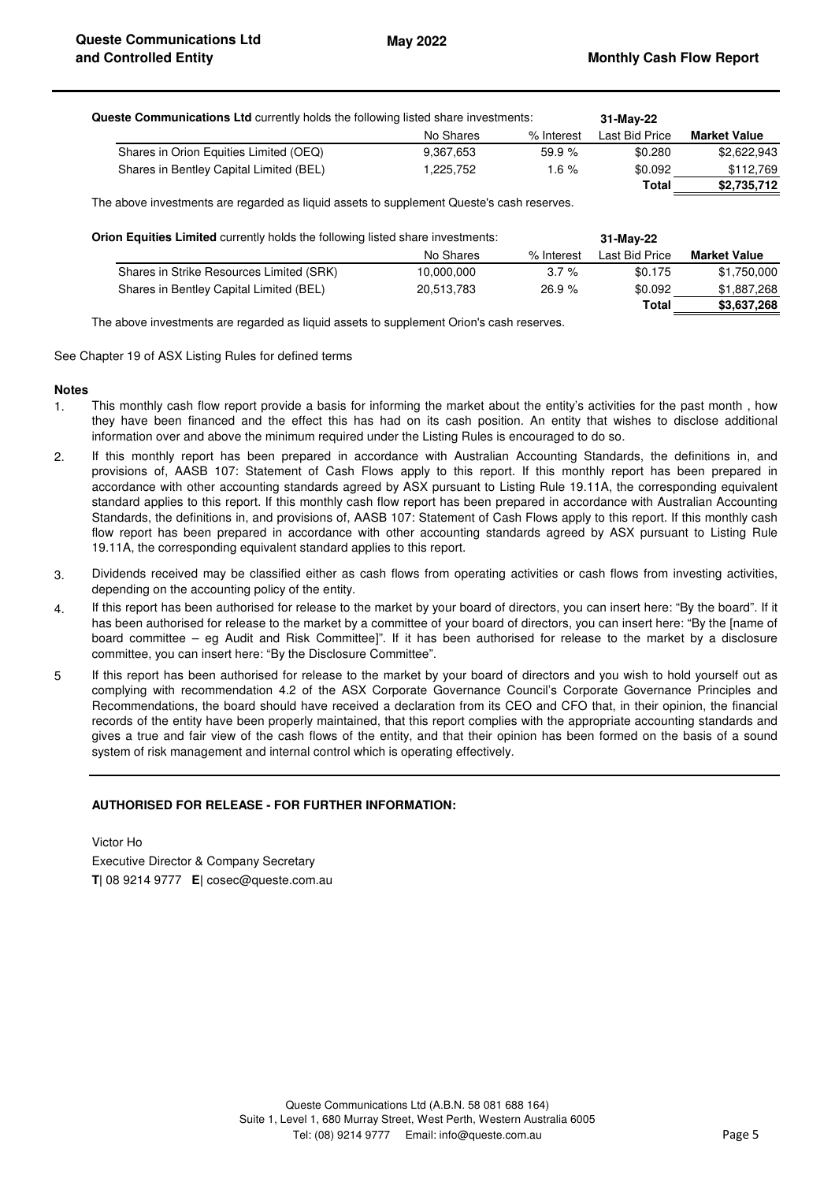**Queste Communications Ltd** currently holds the following listed share investments:

| | No Shares | % Interest | 31-May-22 Last Bid Price | Market Value |
|---|---|---|---|---|
| Shares in Orion Equities Limited (OEQ) | 9,367,653 | 59.9 % | $0.280 | $2,622,943 |
| Shares in Bentley Capital Limited (BEL) | 1,225,752 | 1.6 % | $0.092 | $112,769 |
| | | | **Total** | **$2,735,712** |

The above investments are regarded as liquid assets to supplement Queste's cash reserves.

**Orion Equities Limited** currently holds the following listed share investments:

| | No Shares | % Interest | 31-May-22 Last Bid Price | Market Value |
|---|---|---|---|---|
| Shares in Strike Resources Limited (SRK) | 10,000,000 | 3.7 % | $0.175 | $1,750,000 |
| Shares in Bentley Capital Limited (BEL) | 20,513,783 | 26.9 % | $0.092 | $1,887,268 |
| | | | **Total** | **$3,637,268** |

The above investments are regarded as liquid assets to supplement Orion's cash reserves.

See Chapter 19 of ASX Listing Rules for defined terms

**Notes**

1. This monthly cash flow report provide a basis for informing the market about the entity's activities for the past month , how they have been financed and the effect this has had on its cash position. An entity that wishes to disclose additional information over and above the minimum required under the Listing Rules is encouraged to do so.
2. If this monthly report has been prepared in accordance with Australian Accounting Standards, the definitions in, and provisions of, AASB 107: Statement of Cash Flows apply to this report. If this monthly report has been prepared in accordance with other accounting standards agreed by ASX pursuant to Listing Rule 19.11A, the corresponding equivalent standard applies to this report. If this monthly cash flow report has been prepared in accordance with Australian Accounting Standards, the definitions in, and provisions of, AASB 107: Statement of Cash Flows apply to this report. If this monthly cash flow report has been prepared in accordance with other accounting standards agreed by ASX pursuant to Listing Rule 19.11A, the corresponding equivalent standard applies to this report.
3. Dividends received may be classified either as cash flows from operating activities or cash flows from investing activities, depending on the accounting policy of the entity.
4. If this report has been authorised for release to the market by your board of directors, you can insert here: "By the board". If it has been authorised for release to the market by a committee of your board of directors, you can insert here: "By the [name of board committee – eg Audit and Risk Committee]". If it has been authorised for release to the market by a disclosure committee, you can insert here: "By the Disclosure Committee".
5. If this report has been authorised for release to the market by your board of directors and you wish to hold yourself out as complying with recommendation 4.2 of the ASX Corporate Governance Council's Corporate Governance Principles and Recommendations, the board should have received a declaration from its CEO and CFO that, in their opinion, the financial records of the entity have been properly maintained, that this report complies with the appropriate accounting standards and gives a true and fair view of the cash flows of the entity, and that their opinion has been formed on the basis of a sound system of risk management and internal control which is operating effectively.

**AUTHORISED FOR RELEASE - FOR FURTHER INFORMATION:**

Victor Ho
Executive Director & Company Secretary
**T**| 08 9214 9777 **E**| cosec@queste.com.au